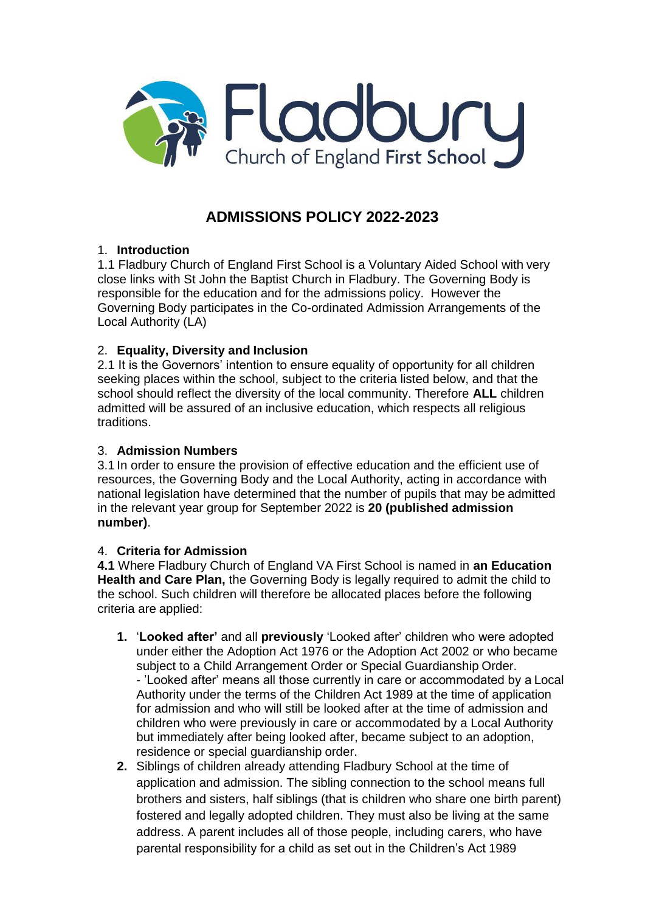# ADMISSIONS POLICY 2022-2023

1. **Introduction**

1.1 Fladbury Church of England First School is a Voluntary Aided School with very close links with St John the Baptist Church in Fladbury. The Governing Body is responsible for the education and for the admissions policy. However the Governing Body participates in the Co-ordinated Admission Arrangements of the Local Authority (LA)

2. **Equality, Diversity and Inclusion**

2.1 It is the Governors' intention to ensure equality of opportunity for all children seeking places within the school, subject to the criteria listed below, and that the school should reflect the diversity of the local community. Therefore **ALL** children admitted will be assured of an inclusive education, which respects all religious traditions.

3. **Admission Numbers**

3.1 In order to ensure the provision of effective education and the efficient use of resources, the Governing Body and the Local Authority, acting in accordance with national legislation have determined that the number of pupils that may be admitted in the relevant year group for September 2022 is **20 (published admission number)**.

4. **Criteria for Admission**

**4.1** Where Fladbury Church of England VA First School is named in **an Education Health and Care Plan,** the Governing Body is legally required to admit the child to the school. Such children will therefore be allocated places before the following criteria are applied:

1. '**Looked after'** and all **previously** 'Looked after' children who were adopted under either the Adoption Act 1976 or the Adoption Act 2002 or who became subject to a Child Arrangement Order or Special Guardianship Order.
   - 'Looked after' means all those currently in care or accommodated by a Local Authority under the terms of the Children Act 1989 at the time of application for admission and who will still be looked after at the time of admission and children who were previously in care or accommodated by a Local Authority but immediately after being looked after, became subject to an adoption, residence or special guardianship order.
2. Siblings of children already attending Fladbury School at the time of application and admission. The sibling connection to the school means full brothers and sisters, half siblings (that is children who share one birth parent) fostered and legally adopted children. They must also be living at the same address. A parent includes all of those people, including carers, who have parental responsibility for a child as set out in the Children's Act 1989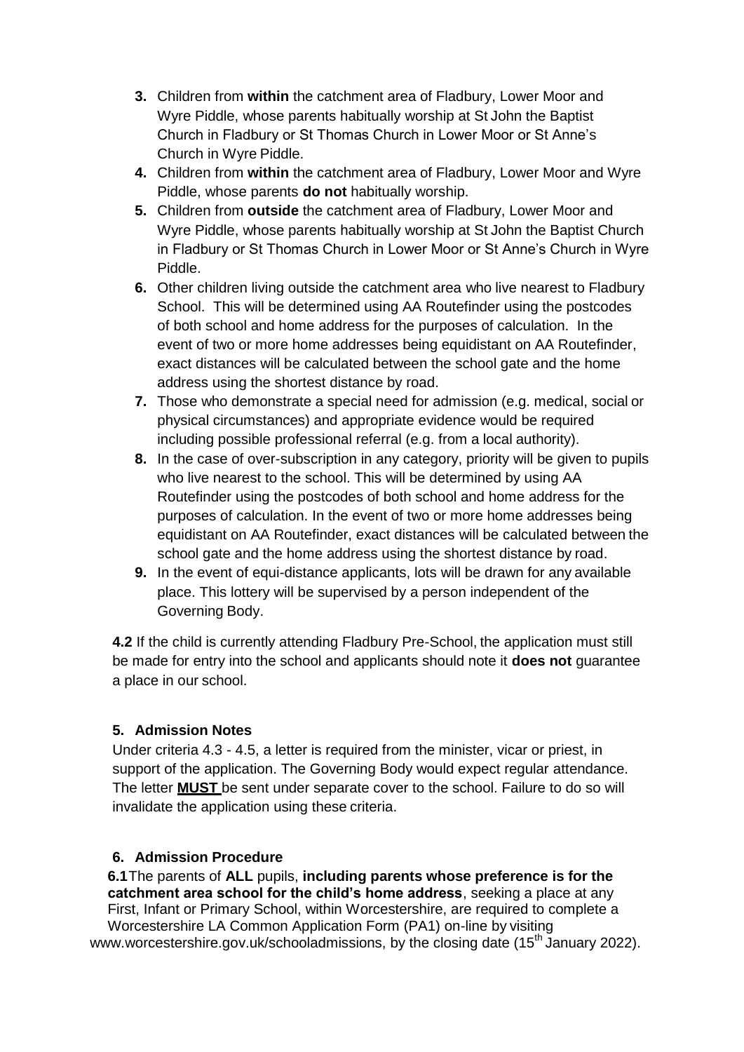3. Children from **within** the catchment area of Fladbury, Lower Moor and Wyre Piddle, whose parents habitually worship at St John the Baptist Church in Fladbury or St Thomas Church in Lower Moor or St Anne's Church in Wyre Piddle.
4. Children from **within** the catchment area of Fladbury, Lower Moor and Wyre Piddle, whose parents **do not** habitually worship.
5. Children from **outside** the catchment area of Fladbury, Lower Moor and Wyre Piddle, whose parents habitually worship at St John the Baptist Church in Fladbury or St Thomas Church in Lower Moor or St Anne's Church in Wyre Piddle.
6. Other children living outside the catchment area who live nearest to Fladbury School. This will be determined using AA Routefinder using the postcodes of both school and home address for the purposes of calculation. In the event of two or more home addresses being equidistant on AA Routefinder, exact distances will be calculated between the school gate and the home address using the shortest distance by road.
7. Those who demonstrate a special need for admission (e.g. medical, social or physical circumstances) and appropriate evidence would be required including possible professional referral (e.g. from a local authority).
8. In the case of over-subscription in any category, priority will be given to pupils who live nearest to the school. This will be determined by using AA Routefinder using the postcodes of both school and home address for the purposes of calculation. In the event of two or more home addresses being equidistant on AA Routefinder, exact distances will be calculated between the school gate and the home address using the shortest distance by road.
9. In the event of equi-distance applicants, lots will be drawn for any available place. This lottery will be supervised by a person independent of the Governing Body.

**4.2** If the child is currently attending Fladbury Pre-School, the application must still be made for entry into the school and applicants should note it **does not** guarantee a place in our school.

## 5. Admission Notes

Under criteria 4.3 - 4.5, a letter is required from the minister, vicar or priest, in support of the application. The Governing Body would expect regular attendance. The letter **MUST** be sent under separate cover to the school. Failure to do so will invalidate the application using these criteria.

## 6. Admission Procedure

**6.1** The parents of **ALL** pupils, **including parents whose preference is for the catchment area school for the child's home address**, seeking a place at any First, Infant or Primary School, within Worcestershire, are required to complete a Worcestershire LA Common Application Form (PA1) on-line by visiting www.worcestershire.gov.uk/schooladmissions, by the closing date (15th January 2022).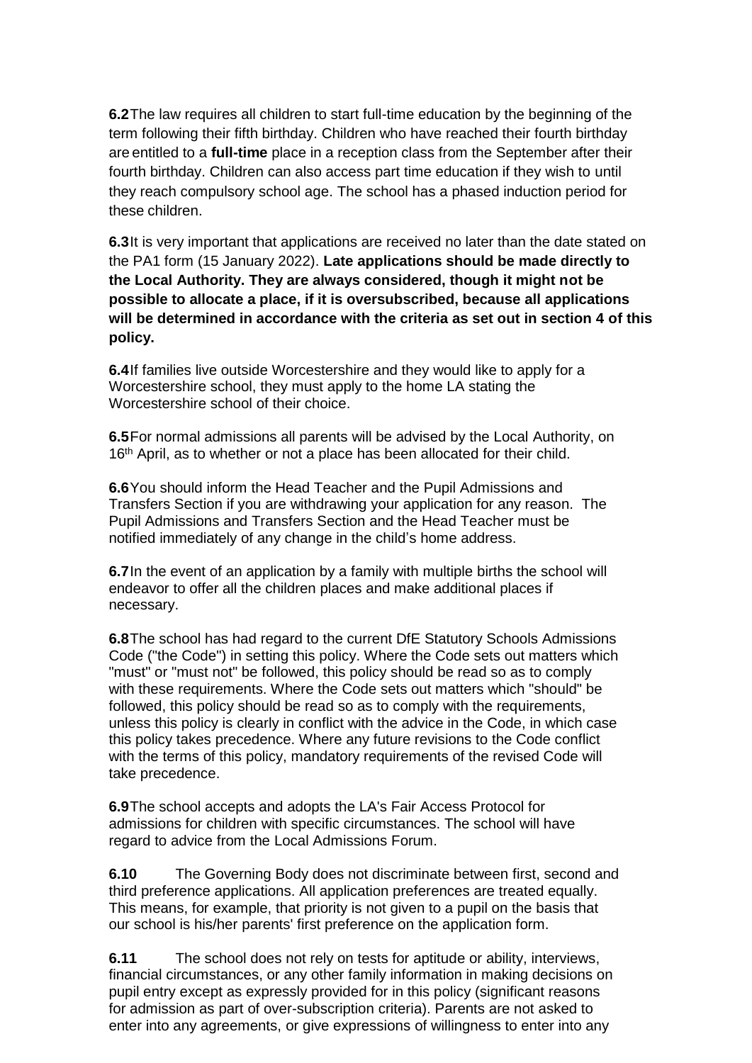**6.2** The law requires all children to start full-time education by the beginning of the term following their fifth birthday. Children who have reached their fourth birthday are entitled to a **full-time** place in a reception class from the September after their fourth birthday. Children can also access part time education if they wish to until they reach compulsory school age. The school has a phased induction period for these children.

**6.3** It is very important that applications are received no later than the date stated on the PA1 form (15 January 2022). **Late applications should be made directly to the Local Authority. They are always considered, though it might not be possible to allocate a place, if it is oversubscribed, because all applications will be determined in accordance with the criteria as set out in section 4 of this policy.**

**6.4** If families live outside Worcestershire and they would like to apply for a Worcestershire school, they must apply to the home LA stating the Worcestershire school of their choice.

**6.5** For normal admissions all parents will be advised by the Local Authority, on 16th April, as to whether or not a place has been allocated for their child.

**6.6** You should inform the Head Teacher and the Pupil Admissions and Transfers Section if you are withdrawing your application for any reason. The Pupil Admissions and Transfers Section and the Head Teacher must be notified immediately of any change in the child's home address.

**6.7** In the event of an application by a family with multiple births the school will endeavor to offer all the children places and make additional places if necessary.

**6.8** The school has had regard to the current DfE Statutory Schools Admissions Code ("the Code") in setting this policy. Where the Code sets out matters which "must" or "must not" be followed, this policy should be read so as to comply with these requirements. Where the Code sets out matters which "should" be followed, this policy should be read so as to comply with the requirements, unless this policy is clearly in conflict with the advice in the Code, in which case this policy takes precedence. Where any future revisions to the Code conflict with the terms of this policy, mandatory requirements of the revised Code will take precedence.

**6.9** The school accepts and adopts the LA's Fair Access Protocol for admissions for children with specific circumstances. The school will have regard to advice from the Local Admissions Forum.

**6.10** The Governing Body does not discriminate between first, second and third preference applications. All application preferences are treated equally. This means, for example, that priority is not given to a pupil on the basis that our school is his/her parents' first preference on the application form.

**6.11** The school does not rely on tests for aptitude or ability, interviews, financial circumstances, or any other family information in making decisions on pupil entry except as expressly provided for in this policy (significant reasons for admission as part of over-subscription criteria). Parents are not asked to enter into any agreements, or give expressions of willingness to enter into any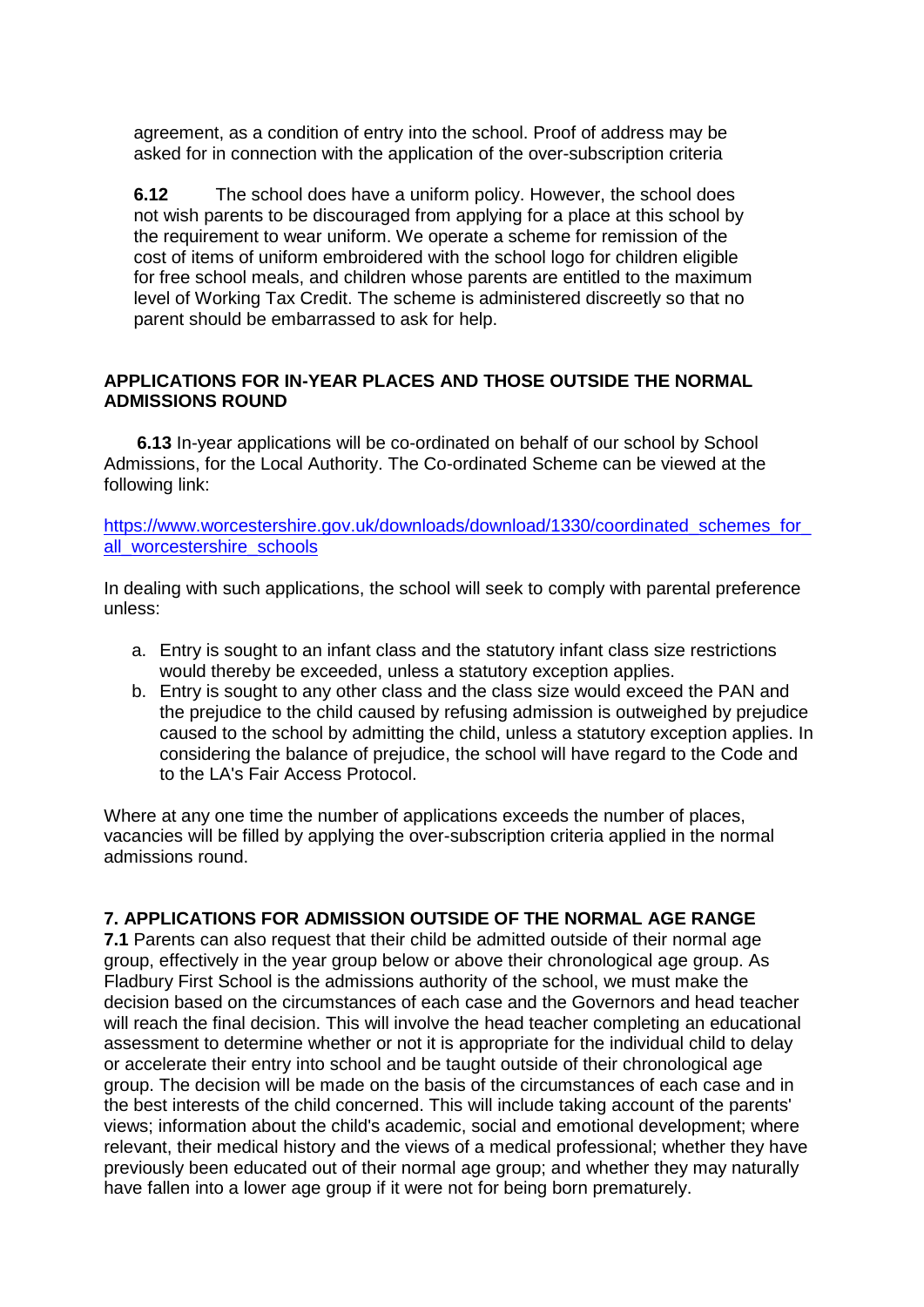agreement, as a condition of entry into the school. Proof of address may be asked for in connection with the application of the over-subscription criteria

**6.12** The school does have a uniform policy. However, the school does not wish parents to be discouraged from applying for a place at this school by the requirement to wear uniform. We operate a scheme for remission of the cost of items of uniform embroidered with the school logo for children eligible for free school meals, and children whose parents are entitled to the maximum level of Working Tax Credit. The scheme is administered discreetly so that no parent should be embarrassed to ask for help.

## APPLICATIONS FOR IN-YEAR PLACES AND THOSE OUTSIDE THE NORMAL ADMISSIONS ROUND

**6.13** In-year applications will be co-ordinated on behalf of our school by School Admissions, for the Local Authority. The Co-ordinated Scheme can be viewed at the following link:

https://www.worcestershire.gov.uk/downloads/download/1330/coordinated_schemes_for_all_worcestershire_schools

In dealing with such applications, the school will seek to comply with parental preference unless:

a. Entry is sought to an infant class and the statutory infant class size restrictions would thereby be exceeded, unless a statutory exception applies.
b. Entry is sought to any other class and the class size would exceed the PAN and the prejudice to the child caused by refusing admission is outweighed by prejudice caused to the school by admitting the child, unless a statutory exception applies. In considering the balance of prejudice, the school will have regard to the Code and to the LA's Fair Access Protocol.

Where at any one time the number of applications exceeds the number of places, vacancies will be filled by applying the over-subscription criteria applied in the normal admissions round.

## 7. APPLICATIONS FOR ADMISSION OUTSIDE OF THE NORMAL AGE RANGE

**7.1** Parents can also request that their child be admitted outside of their normal age group, effectively in the year group below or above their chronological age group. As Fladbury First School is the admissions authority of the school, we must make the decision based on the circumstances of each case and the Governors and head teacher will reach the final decision. This will involve the head teacher completing an educational assessment to determine whether or not it is appropriate for the individual child to delay or accelerate their entry into school and be taught outside of their chronological age group. The decision will be made on the basis of the circumstances of each case and in the best interests of the child concerned. This will include taking account of the parents' views; information about the child's academic, social and emotional development; where relevant, their medical history and the views of a medical professional; whether they have previously been educated out of their normal age group; and whether they may naturally have fallen into a lower age group if it were not for being born prematurely.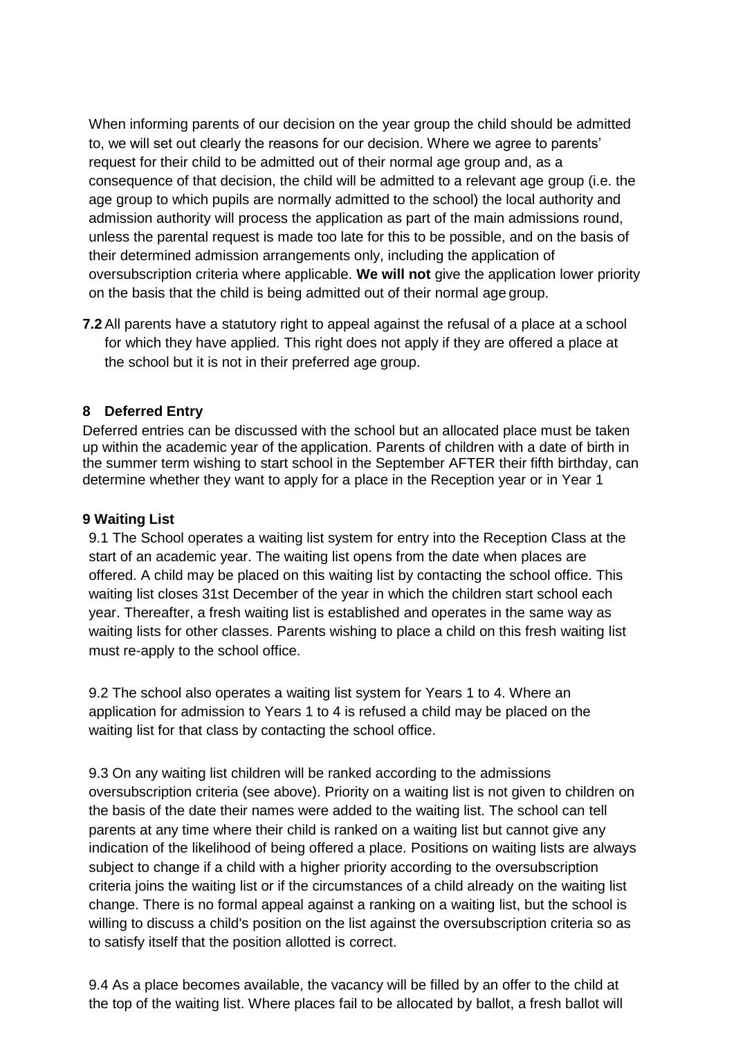When informing parents of our decision on the year group the child should be admitted to, we will set out clearly the reasons for our decision. Where we agree to parents' request for their child to be admitted out of their normal age group and, as a consequence of that decision, the child will be admitted to a relevant age group (i.e. the age group to which pupils are normally admitted to the school) the local authority and admission authority will process the application as part of the main admissions round, unless the parental request is made too late for this to be possible, and on the basis of their determined admission arrangements only, including the application of oversubscription criteria where applicable. **We will not** give the application lower priority on the basis that the child is being admitted out of their normal age group.

**7.2** All parents have a statutory right to appeal against the refusal of a place at a school for which they have applied. This right does not apply if they are offered a place at the school but it is not in their preferred age group.

## 8 Deferred Entry

Deferred entries can be discussed with the school but an allocated place must be taken up within the academic year of the application. Parents of children with a date of birth in the summer term wishing to start school in the September AFTER their fifth birthday, can determine whether they want to apply for a place in the Reception year or in Year 1

## 9 Waiting List

9.1 The School operates a waiting list system for entry into the Reception Class at the start of an academic year. The waiting list opens from the date when places are offered. A child may be placed on this waiting list by contacting the school office. This waiting list closes 31st December of the year in which the children start school each year. Thereafter, a fresh waiting list is established and operates in the same way as waiting lists for other classes. Parents wishing to place a child on this fresh waiting list must re-apply to the school office.

9.2 The school also operates a waiting list system for Years 1 to 4. Where an application for admission to Years 1 to 4 is refused a child may be placed on the waiting list for that class by contacting the school office.

9.3 On any waiting list children will be ranked according to the admissions oversubscription criteria (see above). Priority on a waiting list is not given to children on the basis of the date their names were added to the waiting list. The school can tell parents at any time where their child is ranked on a waiting list but cannot give any indication of the likelihood of being offered a place. Positions on waiting lists are always subject to change if a child with a higher priority according to the oversubscription criteria joins the waiting list or if the circumstances of a child already on the waiting list change. There is no formal appeal against a ranking on a waiting list, but the school is willing to discuss a child's position on the list against the oversubscription criteria so as to satisfy itself that the position allotted is correct.

9.4 As a place becomes available, the vacancy will be filled by an offer to the child at the top of the waiting list. Where places fail to be allocated by ballot, a fresh ballot will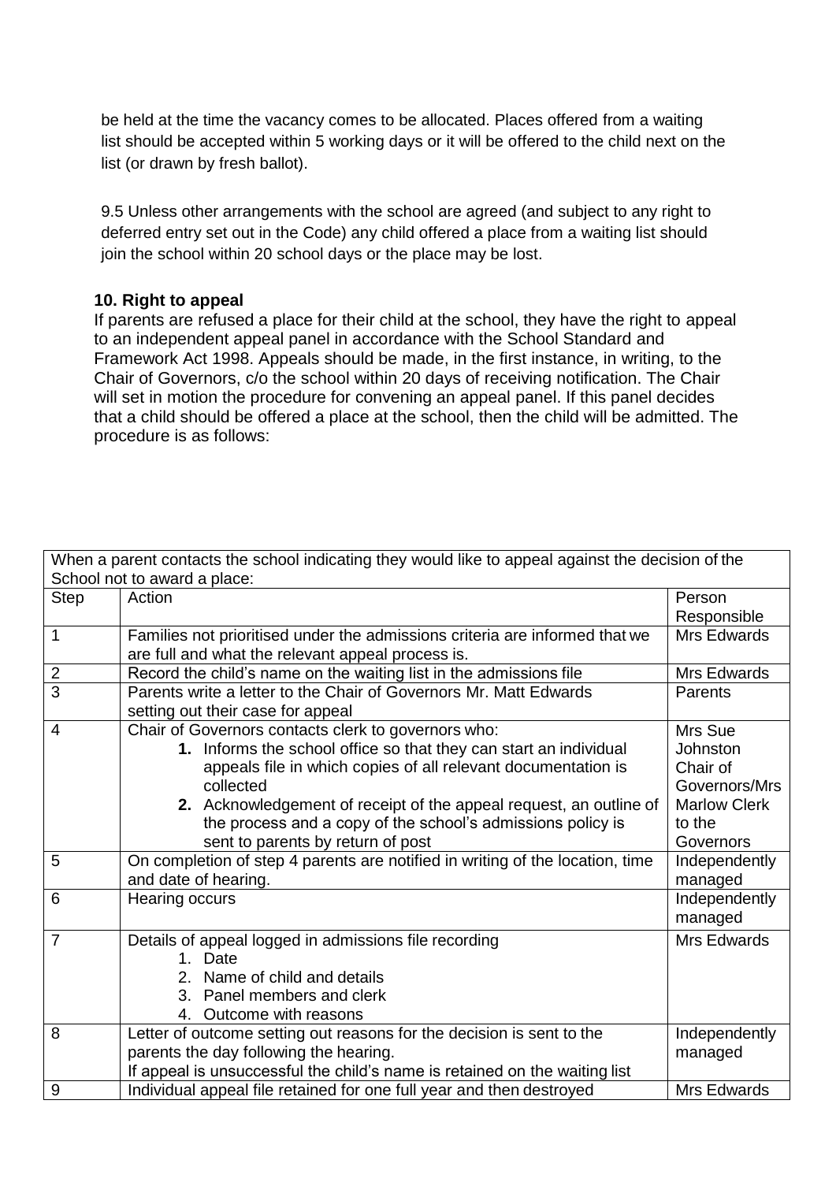be held at the time the vacancy comes to be allocated. Places offered from a waiting list should be accepted within 5 working days or it will be offered to the child next on the list (or drawn by fresh ballot).

9.5 Unless other arrangements with the school are agreed (and subject to any right to deferred entry set out in the Code) any child offered a place from a waiting list should join the school within 20 school days or the place may be lost.

### 10. Right to appeal

If parents are refused a place for their child at the school, they have the right to appeal to an independent appeal panel in accordance with the School Standard and Framework Act 1998. Appeals should be made, in the first instance, in writing, to the Chair of Governors, c/o the school within 20 days of receiving notification. The Chair will set in motion the procedure for convening an appeal panel. If this panel decides that a child should be offered a place at the school, then the child will be admitted. The procedure is as follows:

| When a parent contacts the school indicating they would like to appeal against the decision of the School not to award a place: | | |
|---|---|---|
| Step | Action | Person Responsible |
| 1 | Families not prioritised under the admissions criteria are informed that we are full and what the relevant appeal process is. | Mrs Edwards |
| 2 | Record the child's name on the waiting list in the admissions file | Mrs Edwards |
| 3 | Parents write a letter to the Chair of Governors Mr. Matt Edwards setting out their case for appeal | Parents |
| 4 | Chair of Governors contacts clerk to governors who: **1.** Informs the school office so that they can start an individual appeals file in which copies of all relevant documentation is collected **2.** Acknowledgement of receipt of the appeal request, an outline of the process and a copy of the school's admissions policy is sent to parents by return of post | Mrs Sue Johnston Chair of Governors/Mrs Marlow Clerk to the Governors |
| 5 | On completion of step 4 parents are notified in writing of the location, time and date of hearing. | Independently managed |
| 6 | Hearing occurs | Independently managed |
| 7 | Details of appeal logged in admissions file recording 1. Date 2. Name of child and details 3. Panel members and clerk 4. Outcome with reasons | Mrs Edwards |
| 8 | Letter of outcome setting out reasons for the decision is sent to the parents the day following the hearing. If appeal is unsuccessful the child's name is retained on the waiting list | Independently managed |
| 9 | Individual appeal file retained for one full year and then destroyed | Mrs Edwards |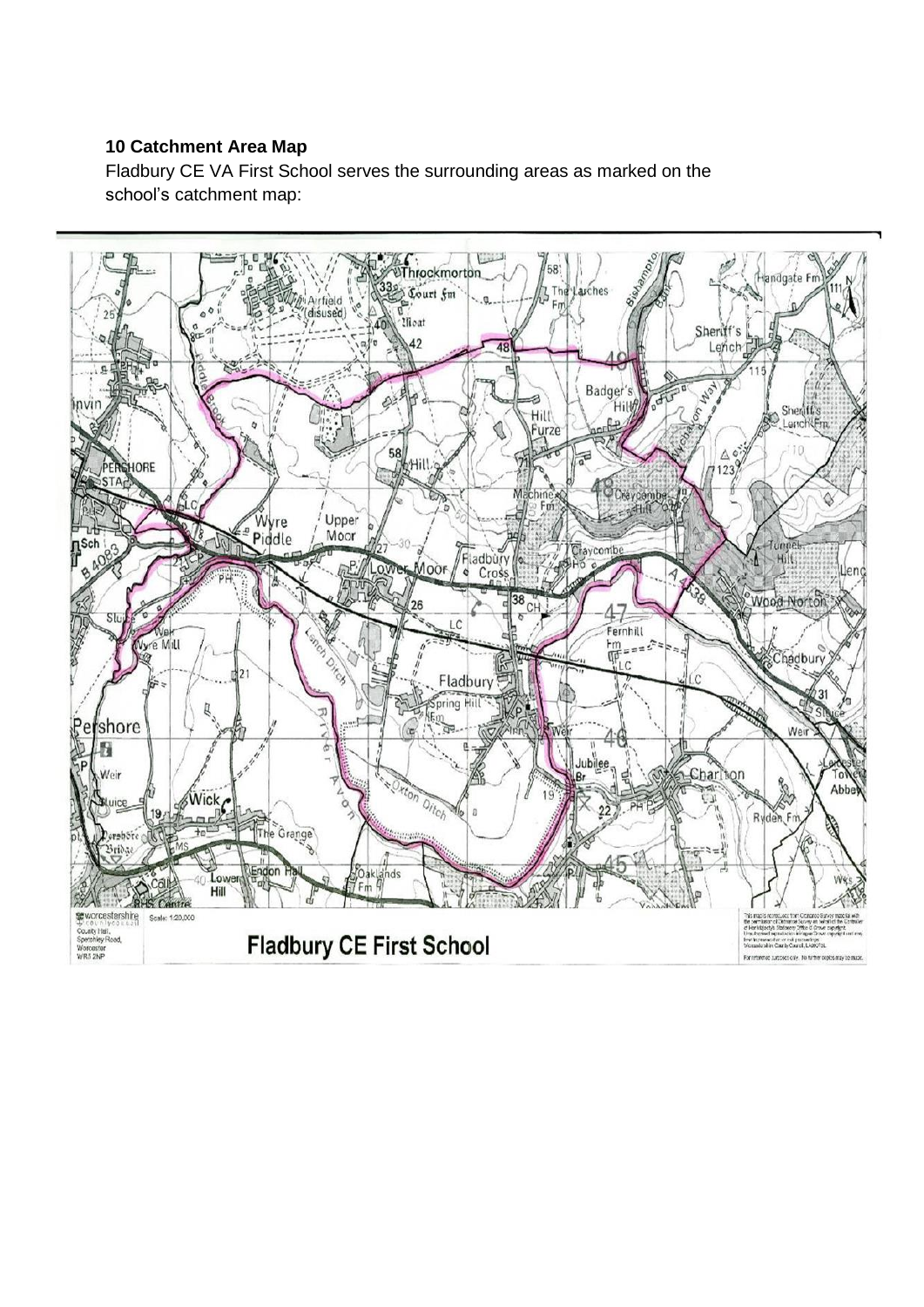**10 Catchment Area Map**

Fladbury CE VA First School serves the surrounding areas as marked on the school's catchment map:

Fladbury CE First School

Scale: 1:20,000

worcestershire county council
County Hall,
Spetchley Road,
Worcester
WR5 2NP

For reference purposes only. No further copies may be made.